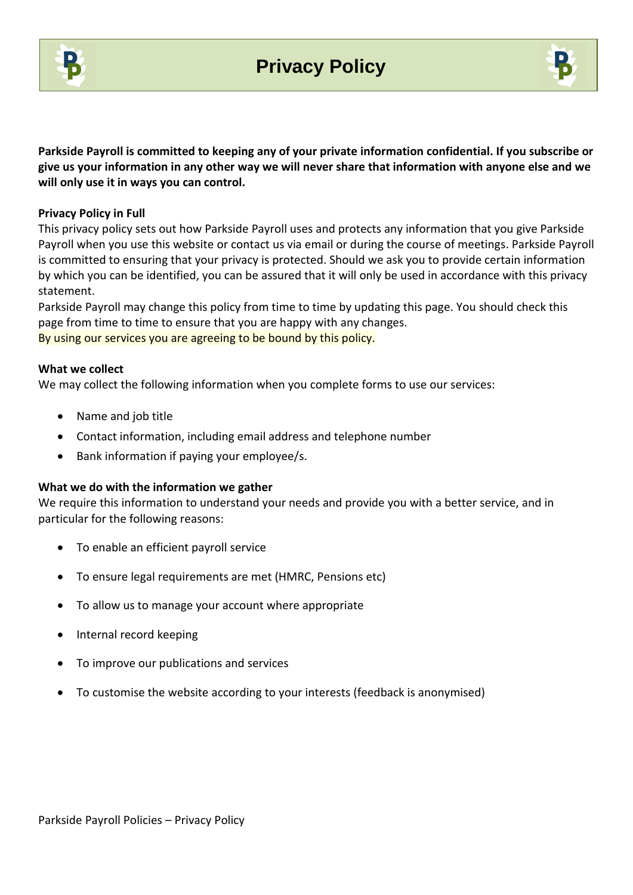# Privacy Policy

**Parkside Payroll is committed to keeping any of your private information confidential. If you subscribe or give us your information in any other way we will never share that information with anyone else and we will only use it in ways you can control.**

**Privacy Policy in Full**

This privacy policy sets out how Parkside Payroll uses and protects any information that you give Parkside Payroll when you use this website or contact us via email or during the course of meetings. Parkside Payroll is committed to ensuring that your privacy is protected. Should we ask you to provide certain information by which you can be identified, you can be assured that it will only be used in accordance with this privacy statement.

Parkside Payroll may change this policy from time to time by updating this page. You should check this page from time to time to ensure that you are happy with any changes.

By using our services you are agreeing to be bound by this policy.

**What we collect**

We may collect the following information when you complete forms to use our services:

- Name and job title
- Contact information, including email address and telephone number
- Bank information if paying your employee/s.

**What we do with the information we gather**

We require this information to understand your needs and provide you with a better service, and in particular for the following reasons:

- To enable an efficient payroll service
- To ensure legal requirements are met (HMRC, Pensions etc)
- To allow us to manage your account where appropriate
- Internal record keeping
- To improve our publications and services
- To customise the website according to your interests (feedback is anonymised)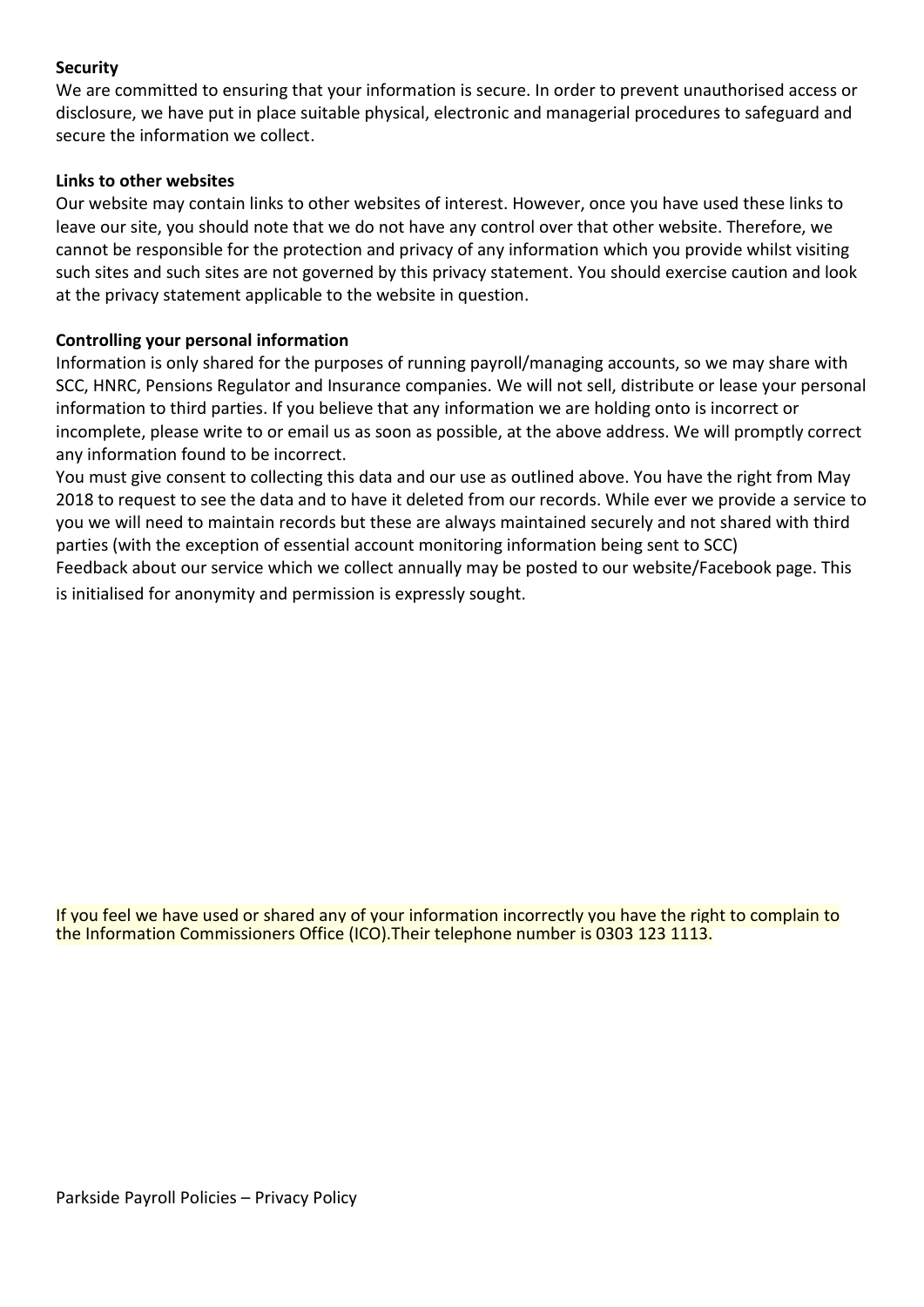**Security**

We are committed to ensuring that your information is secure. In order to prevent unauthorised access or disclosure, we have put in place suitable physical, electronic and managerial procedures to safeguard and secure the information we collect.

**Links to other websites**

Our website may contain links to other websites of interest. However, once you have used these links to leave our site, you should note that we do not have any control over that other website. Therefore, we cannot be responsible for the protection and privacy of any information which you provide whilst visiting such sites and such sites are not governed by this privacy statement. You should exercise caution and look at the privacy statement applicable to the website in question.

**Controlling your personal information**

Information is only shared for the purposes of running payroll/managing accounts, so we may share with SCC, HNRC, Pensions Regulator and Insurance companies. We will not sell, distribute or lease your personal information to third parties. If you believe that any information we are holding onto is incorrect or incomplete, please write to or email us as soon as possible, at the above address. We will promptly correct any information found to be incorrect.

You must give consent to collecting this data and our use as outlined above. You have the right from May 2018 to request to see the data and to have it deleted from our records. While ever we provide a service to you we will need to maintain records but these are always maintained securely and not shared with third parties (with the exception of essential account monitoring information being sent to SCC)

Feedback about our service which we collect annually may be posted to our website/Facebook page. This is initialised for anonymity and permission is expressly sought.

If you feel we have used or shared any of your information incorrectly you have the right to complain to the Information Commissioners Office (ICO).Their telephone number is 0303 123 1113.